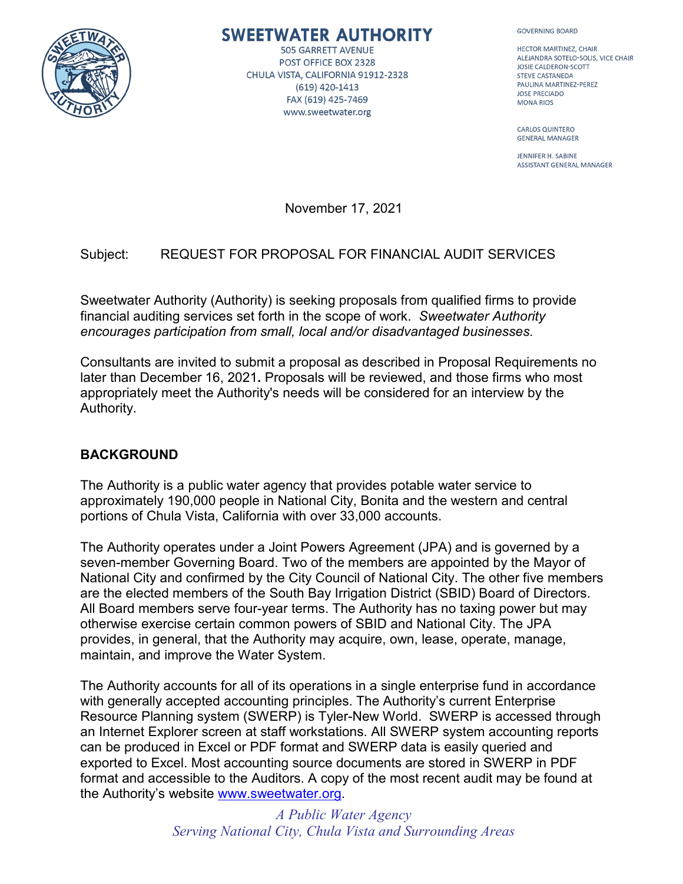# SWEETWATER AUTHORITY

505 GARRETT AVENUE
POST OFFICE BOX 2328
CHULA VISTA, CALIFORNIA 91912-2328
(619) 420-1413
FAX (619) 425-7469
www.sweetwater.org

GOVERNING BOARD

HECTOR MARTINEZ, CHAIR
ALEJANDRA SOTELO-SOLIS, VICE CHAIR
JOSIE CALDERON-SCOTT
STEVE CASTANEDA
PAULINA MARTINEZ-PEREZ
JOSE PRECIADO
MONA RIOS

CARLOS QUINTERO
GENERAL MANAGER

JENNIFER H. SABINE
ASSISTANT GENERAL MANAGER

November 17, 2021

Subject: REQUEST FOR PROPOSAL FOR FINANCIAL AUDIT SERVICES

Sweetwater Authority (Authority) is seeking proposals from qualified firms to provide financial auditing services set forth in the scope of work. *Sweetwater Authority encourages participation from small, local and/or disadvantaged businesses.*

Consultants are invited to submit a proposal as described in Proposal Requirements no later than December 16, 2021**.** Proposals will be reviewed, and those firms who most appropriately meet the Authority's needs will be considered for an interview by the Authority.

## BACKGROUND

The Authority is a public water agency that provides potable water service to approximately 190,000 people in National City, Bonita and the western and central portions of Chula Vista, California with over 33,000 accounts.

The Authority operates under a Joint Powers Agreement (JPA) and is governed by a seven-member Governing Board. Two of the members are appointed by the Mayor of National City and confirmed by the City Council of National City. The other five members are the elected members of the South Bay Irrigation District (SBID) Board of Directors. All Board members serve four-year terms. The Authority has no taxing power but may otherwise exercise certain common powers of SBID and National City. The JPA provides, in general, that the Authority may acquire, own, lease, operate, manage, maintain, and improve the Water System.

The Authority accounts for all of its operations in a single enterprise fund in accordance with generally accepted accounting principles. The Authority's current Enterprise Resource Planning system (SWERP) is Tyler-New World. SWERP is accessed through an Internet Explorer screen at staff workstations. All SWERP system accounting reports can be produced in Excel or PDF format and SWERP data is easily queried and exported to Excel. Most accounting source documents are stored in SWERP in PDF format and accessible to the Auditors. A copy of the most recent audit may be found at the Authority's website www.sweetwater.org.

*A Public Water Agency*
*Serving National City, Chula Vista and Surrounding Areas*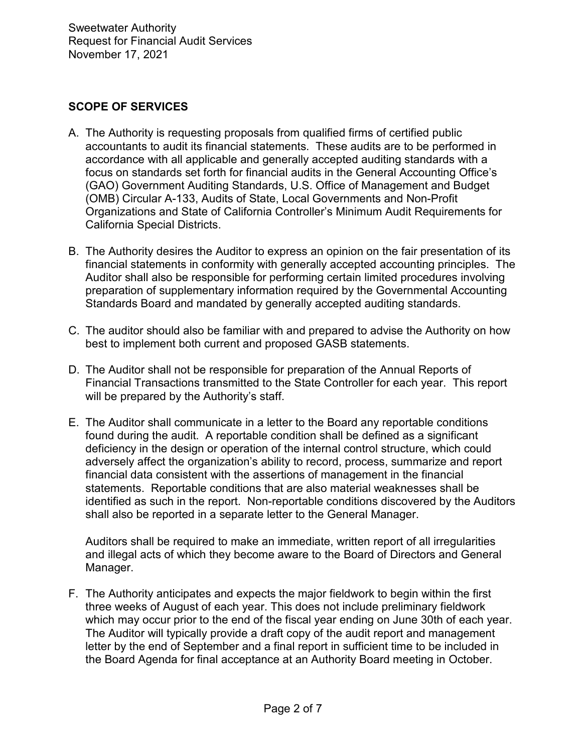## SCOPE OF SERVICES

A. The Authority is requesting proposals from qualified firms of certified public accountants to audit its financial statements. These audits are to be performed in accordance with all applicable and generally accepted auditing standards with a focus on standards set forth for financial audits in the General Accounting Office's (GAO) Government Auditing Standards, U.S. Office of Management and Budget (OMB) Circular A-133, Audits of State, Local Governments and Non-Profit Organizations and State of California Controller's Minimum Audit Requirements for California Special Districts.

B. The Authority desires the Auditor to express an opinion on the fair presentation of its financial statements in conformity with generally accepted accounting principles. The Auditor shall also be responsible for performing certain limited procedures involving preparation of supplementary information required by the Governmental Accounting Standards Board and mandated by generally accepted auditing standards.

C. The auditor should also be familiar with and prepared to advise the Authority on how best to implement both current and proposed GASB statements.

D. The Auditor shall not be responsible for preparation of the Annual Reports of Financial Transactions transmitted to the State Controller for each year. This report will be prepared by the Authority's staff.

E. The Auditor shall communicate in a letter to the Board any reportable conditions found during the audit. A reportable condition shall be defined as a significant deficiency in the design or operation of the internal control structure, which could adversely affect the organization's ability to record, process, summarize and report financial data consistent with the assertions of management in the financial statements. Reportable conditions that are also material weaknesses shall be identified as such in the report. Non-reportable conditions discovered by the Auditors shall also be reported in a separate letter to the General Manager.

   Auditors shall be required to make an immediate, written report of all irregularities and illegal acts of which they become aware to the Board of Directors and General Manager.

F. The Authority anticipates and expects the major fieldwork to begin within the first three weeks of August of each year. This does not include preliminary fieldwork which may occur prior to the end of the fiscal year ending on June 30th of each year. The Auditor will typically provide a draft copy of the audit report and management letter by the end of September and a final report in sufficient time to be included in the Board Agenda for final acceptance at an Authority Board meeting in October.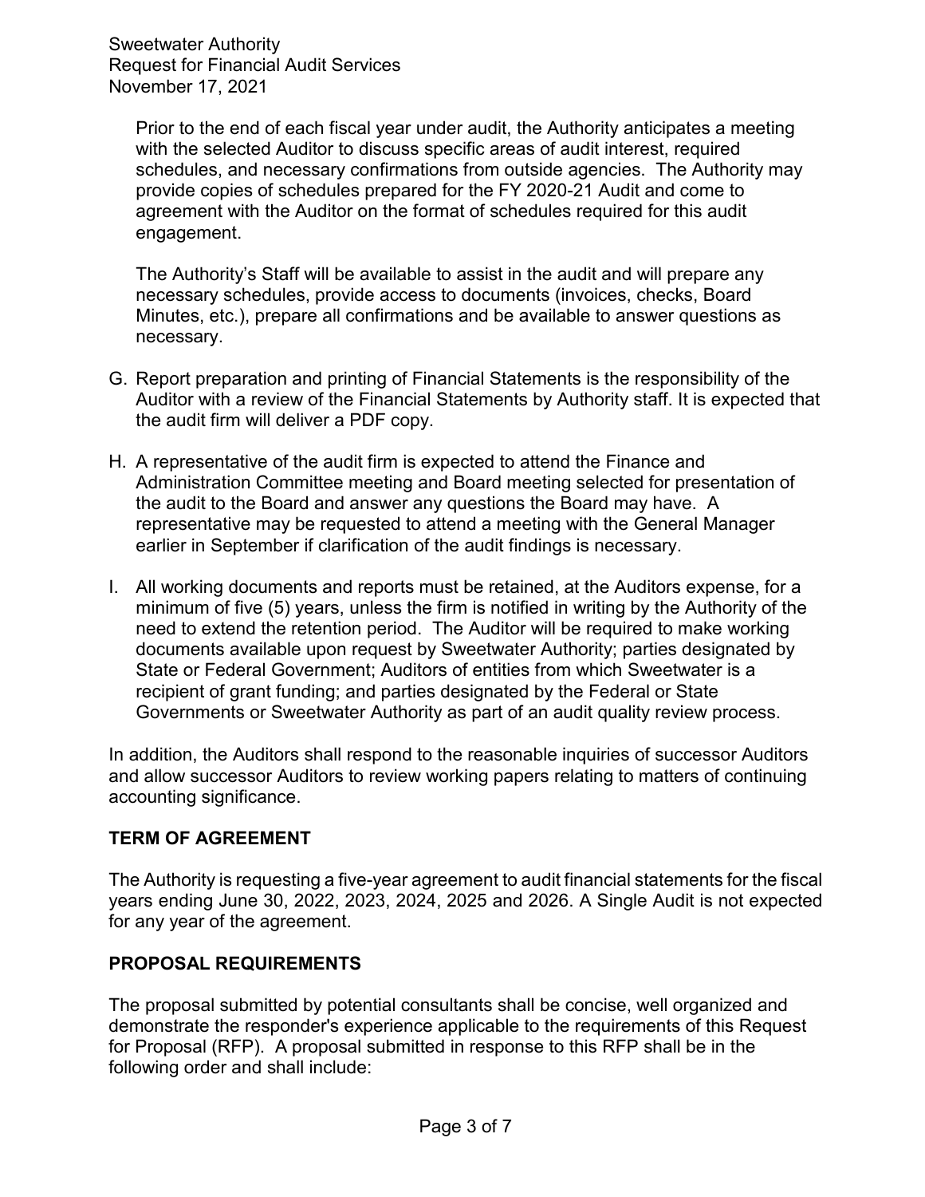Prior to the end of each fiscal year under audit, the Authority anticipates a meeting with the selected Auditor to discuss specific areas of audit interest, required schedules, and necessary confirmations from outside agencies. The Authority may provide copies of schedules prepared for the FY 2020-21 Audit and come to agreement with the Auditor on the format of schedules required for this audit engagement.

The Authority's Staff will be available to assist in the audit and will prepare any necessary schedules, provide access to documents (invoices, checks, Board Minutes, etc.), prepare all confirmations and be available to answer questions as necessary.

G. Report preparation and printing of Financial Statements is the responsibility of the Auditor with a review of the Financial Statements by Authority staff. It is expected that the audit firm will deliver a PDF copy.

H. A representative of the audit firm is expected to attend the Finance and Administration Committee meeting and Board meeting selected for presentation of the audit to the Board and answer any questions the Board may have. A representative may be requested to attend a meeting with the General Manager earlier in September if clarification of the audit findings is necessary.

I. All working documents and reports must be retained, at the Auditors expense, for a minimum of five (5) years, unless the firm is notified in writing by the Authority of the need to extend the retention period. The Auditor will be required to make working documents available upon request by Sweetwater Authority; parties designated by State or Federal Government; Auditors of entities from which Sweetwater is a recipient of grant funding; and parties designated by the Federal or State Governments or Sweetwater Authority as part of an audit quality review process.

In addition, the Auditors shall respond to the reasonable inquiries of successor Auditors and allow successor Auditors to review working papers relating to matters of continuing accounting significance.

## TERM OF AGREEMENT

The Authority is requesting a five-year agreement to audit financial statements for the fiscal years ending June 30, 2022, 2023, 2024, 2025 and 2026. A Single Audit is not expected for any year of the agreement.

## PROPOSAL REQUIREMENTS

The proposal submitted by potential consultants shall be concise, well organized and demonstrate the responder's experience applicable to the requirements of this Request for Proposal (RFP). A proposal submitted in response to this RFP shall be in the following order and shall include: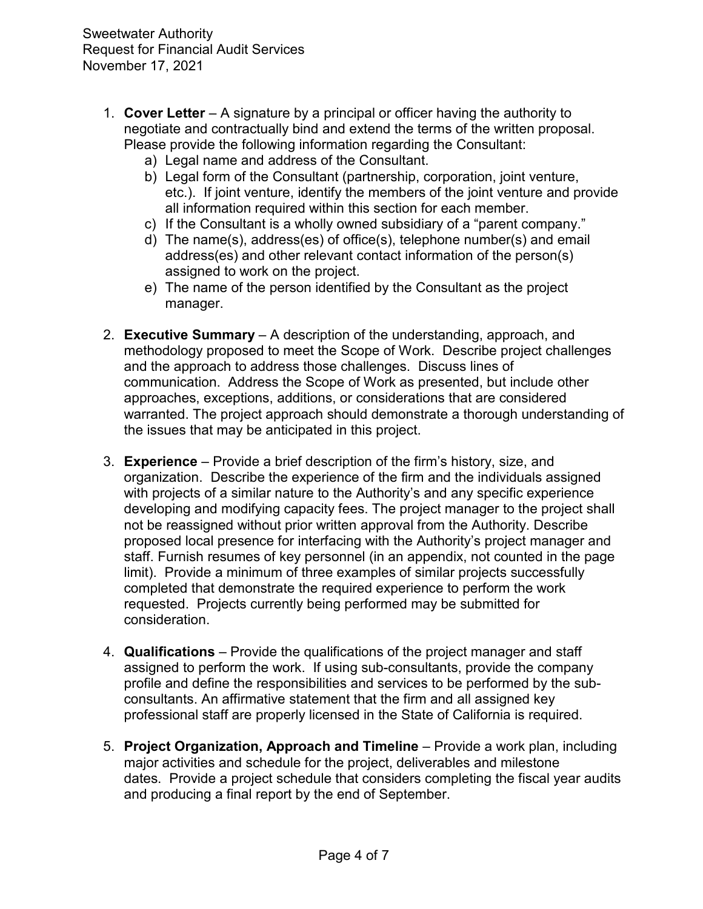1. **Cover Letter** – A signature by a principal or officer having the authority to negotiate and contractually bind and extend the terms of the written proposal. Please provide the following information regarding the Consultant:
    a) Legal name and address of the Consultant.
    b) Legal form of the Consultant (partnership, corporation, joint venture, etc.). If joint venture, identify the members of the joint venture and provide all information required within this section for each member.
    c) If the Consultant is a wholly owned subsidiary of a "parent company."
    d) The name(s), address(es) of office(s), telephone number(s) and email address(es) and other relevant contact information of the person(s) assigned to work on the project.
    e) The name of the person identified by the Consultant as the project manager.

2. **Executive Summary** – A description of the understanding, approach, and methodology proposed to meet the Scope of Work. Describe project challenges and the approach to address those challenges. Discuss lines of communication. Address the Scope of Work as presented, but include other approaches, exceptions, additions, or considerations that are considered warranted. The project approach should demonstrate a thorough understanding of the issues that may be anticipated in this project.

3. **Experience** – Provide a brief description of the firm's history, size, and organization. Describe the experience of the firm and the individuals assigned with projects of a similar nature to the Authority's and any specific experience developing and modifying capacity fees. The project manager to the project shall not be reassigned without prior written approval from the Authority. Describe proposed local presence for interfacing with the Authority's project manager and staff. Furnish resumes of key personnel (in an appendix, not counted in the page limit). Provide a minimum of three examples of similar projects successfully completed that demonstrate the required experience to perform the work requested. Projects currently being performed may be submitted for consideration.

4. **Qualifications** – Provide the qualifications of the project manager and staff assigned to perform the work. If using sub-consultants, provide the company profile and define the responsibilities and services to be performed by the sub-consultants. An affirmative statement that the firm and all assigned key professional staff are properly licensed in the State of California is required.

5. **Project Organization, Approach and Timeline** – Provide a work plan, including major activities and schedule for the project, deliverables and milestone dates. Provide a project schedule that considers completing the fiscal year audits and producing a final report by the end of September.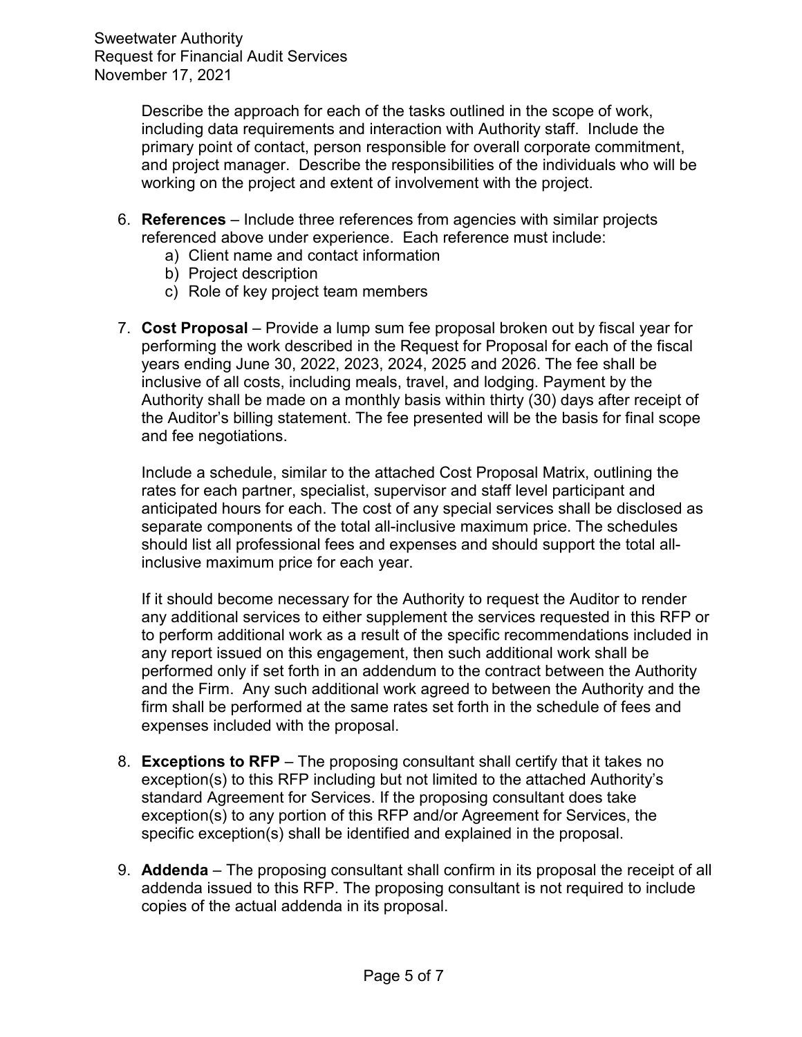Describe the approach for each of the tasks outlined in the scope of work, including data requirements and interaction with Authority staff. Include the primary point of contact, person responsible for overall corporate commitment, and project manager. Describe the responsibilities of the individuals who will be working on the project and extent of involvement with the project.

6. **References** – Include three references from agencies with similar projects referenced above under experience. Each reference must include:
   a) Client name and contact information
   b) Project description
   c) Role of key project team members

7. **Cost Proposal** – Provide a lump sum fee proposal broken out by fiscal year for performing the work described in the Request for Proposal for each of the fiscal years ending June 30, 2022, 2023, 2024, 2025 and 2026. The fee shall be inclusive of all costs, including meals, travel, and lodging. Payment by the Authority shall be made on a monthly basis within thirty (30) days after receipt of the Auditor's billing statement. The fee presented will be the basis for final scope and fee negotiations.

   Include a schedule, similar to the attached Cost Proposal Matrix, outlining the rates for each partner, specialist, supervisor and staff level participant and anticipated hours for each. The cost of any special services shall be disclosed as separate components of the total all-inclusive maximum price. The schedules should list all professional fees and expenses and should support the total all-inclusive maximum price for each year.

   If it should become necessary for the Authority to request the Auditor to render any additional services to either supplement the services requested in this RFP or to perform additional work as a result of the specific recommendations included in any report issued on this engagement, then such additional work shall be performed only if set forth in an addendum to the contract between the Authority and the Firm. Any such additional work agreed to between the Authority and the firm shall be performed at the same rates set forth in the schedule of fees and expenses included with the proposal.

8. **Exceptions to RFP** – The proposing consultant shall certify that it takes no exception(s) to this RFP including but not limited to the attached Authority's standard Agreement for Services. If the proposing consultant does take exception(s) to any portion of this RFP and/or Agreement for Services, the specific exception(s) shall be identified and explained in the proposal.

9. **Addenda** – The proposing consultant shall confirm in its proposal the receipt of all addenda issued to this RFP. The proposing consultant is not required to include copies of the actual addenda in its proposal.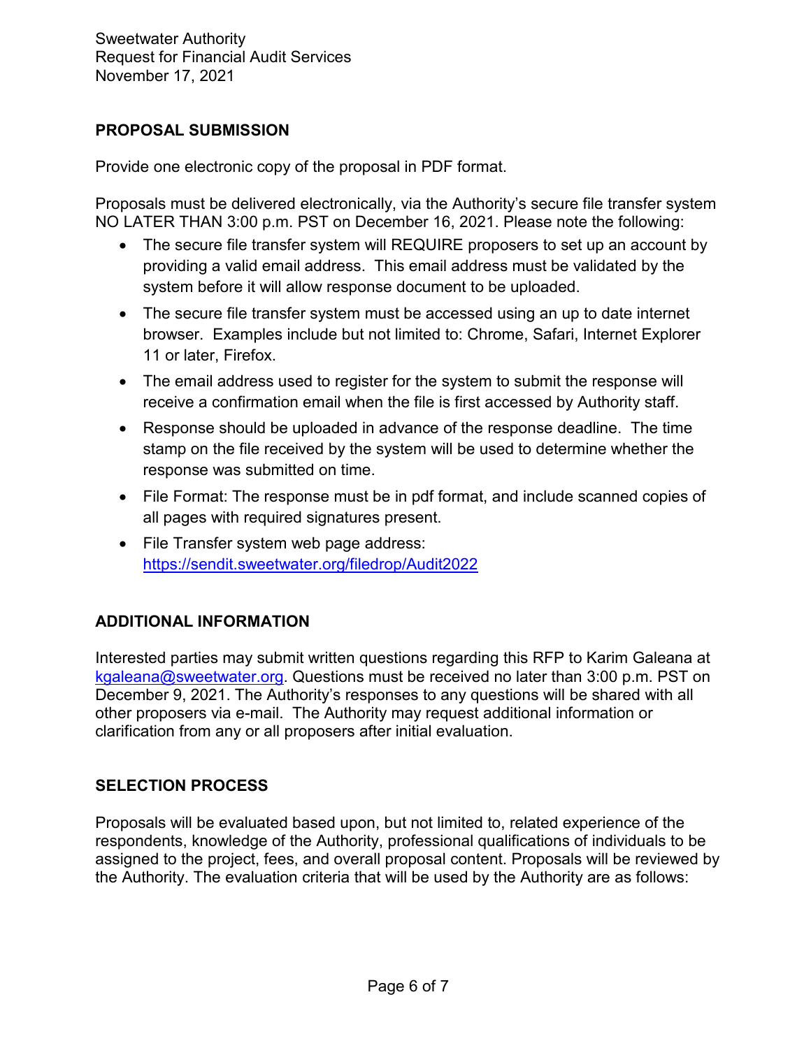## PROPOSAL SUBMISSION

Provide one electronic copy of the proposal in PDF format.

Proposals must be delivered electronically, via the Authority's secure file transfer system NO LATER THAN 3:00 p.m. PST on December 16, 2021. Please note the following:

- The secure file transfer system will REQUIRE proposers to set up an account by providing a valid email address. This email address must be validated by the system before it will allow response document to be uploaded.
- The secure file transfer system must be accessed using an up to date internet browser. Examples include but not limited to: Chrome, Safari, Internet Explorer 11 or later, Firefox.
- The email address used to register for the system to submit the response will receive a confirmation email when the file is first accessed by Authority staff.
- Response should be uploaded in advance of the response deadline. The time stamp on the file received by the system will be used to determine whether the response was submitted on time.
- File Format: The response must be in pdf format, and include scanned copies of all pages with required signatures present.
- File Transfer system web page address: [https://sendit.sweetwater.org/filedrop/Audit2022](https://sendit.sweetwater.org/filedrop/Audit2022)

## ADDITIONAL INFORMATION

Interested parties may submit written questions regarding this RFP to Karim Galeana at [kgaleana@sweetwater.org](mailto:kgaleana@sweetwater.org). Questions must be received no later than 3:00 p.m. PST on December 9, 2021. The Authority's responses to any questions will be shared with all other proposers via e-mail. The Authority may request additional information or clarification from any or all proposers after initial evaluation.

## SELECTION PROCESS

Proposals will be evaluated based upon, but not limited to, related experience of the respondents, knowledge of the Authority, professional qualifications of individuals to be assigned to the project, fees, and overall proposal content. Proposals will be reviewed by the Authority. The evaluation criteria that will be used by the Authority are as follows: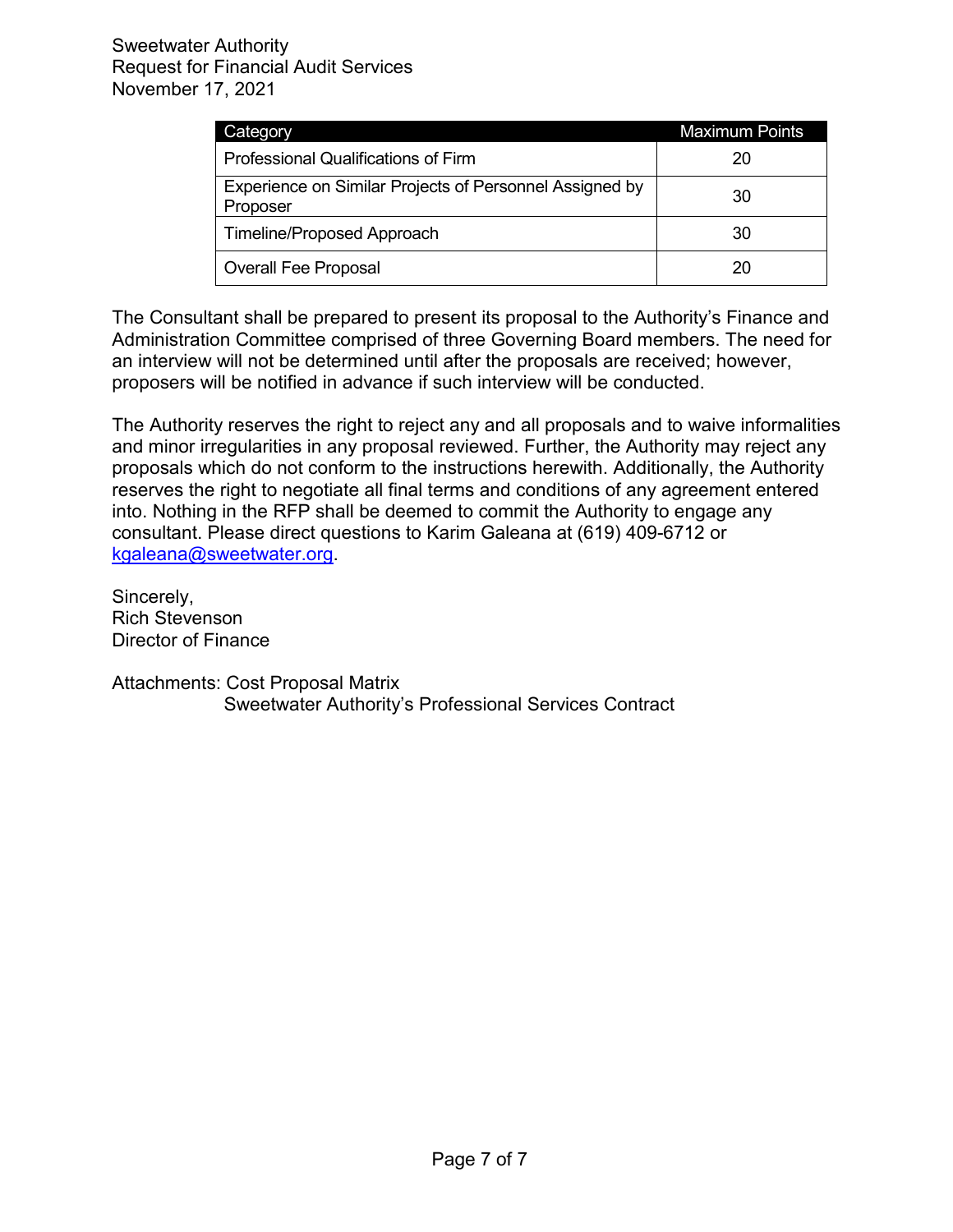| Category | Maximum Points |
| --- | --- |
| Professional Qualifications of Firm | 20 |
| Experience on Similar Projects of Personnel Assigned by Proposer | 30 |
| Timeline/Proposed Approach | 30 |
| Overall Fee Proposal | 20 |

The Consultant shall be prepared to present its proposal to the Authority's Finance and Administration Committee comprised of three Governing Board members. The need for an interview will not be determined until after the proposals are received; however, proposers will be notified in advance if such interview will be conducted.

The Authority reserves the right to reject any and all proposals and to waive informalities and minor irregularities in any proposal reviewed. Further, the Authority may reject any proposals which do not conform to the instructions herewith. Additionally, the Authority reserves the right to negotiate all final terms and conditions of any agreement entered into. Nothing in the RFP shall be deemed to commit the Authority to engage any consultant. Please direct questions to Karim Galeana at (619) 409-6712 or kgaleana@sweetwater.org.

Sincerely,
Rich Stevenson
Director of Finance

Attachments: Cost Proposal Matrix
Sweetwater Authority's Professional Services Contract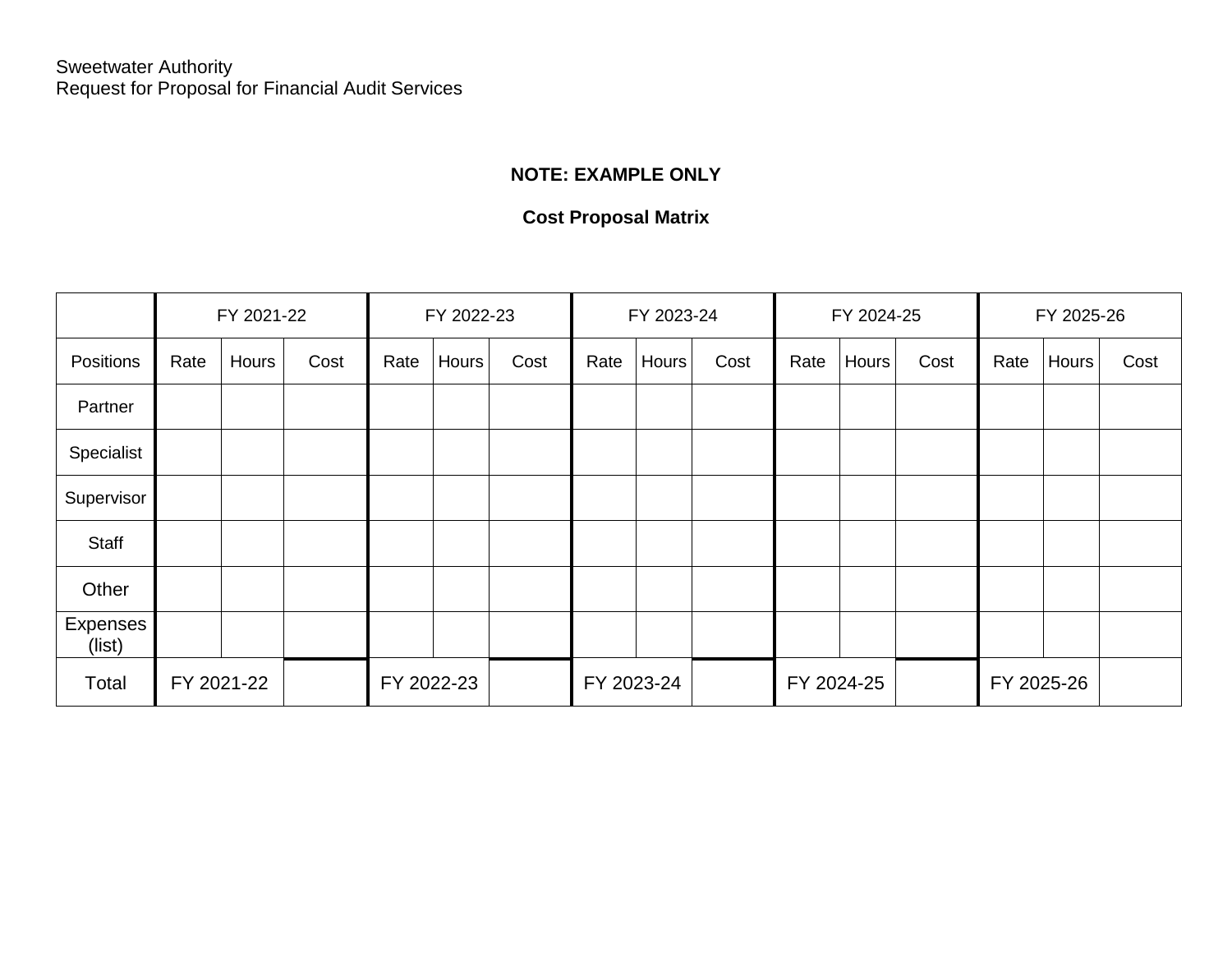Sweetwater Authority
Request for Proposal for Financial Audit Services

**NOTE: EXAMPLE ONLY**

**Cost Proposal Matrix**

| | FY 2021-22 | | | FY 2022-23 | | | FY 2023-24 | | | FY 2024-25 | | | FY 2025-26 | | |
|---|---|---|---|---|---|---|---|---|---|---|---|---|---|---|---|
| Positions | Rate | Hours | Cost | Rate | Hours | Cost | Rate | Hours | Cost | Rate | Hours | Cost | Rate | Hours | Cost |
| Partner | | | | | | | | | | | | | | | |
| Specialist | | | | | | | | | | | | | | | |
| Supervisor | | | | | | | | | | | | | | | |
| Staff | | | | | | | | | | | | | | | |
| Other | | | | | | | | | | | | | | | |
| Expenses (list) | | | | | | | | | | | | | | | |
| Total | FY 2021-22 | | | FY 2022-23 | | | FY 2023-24 | | | FY 2024-25 | | | FY 2025-26 | | |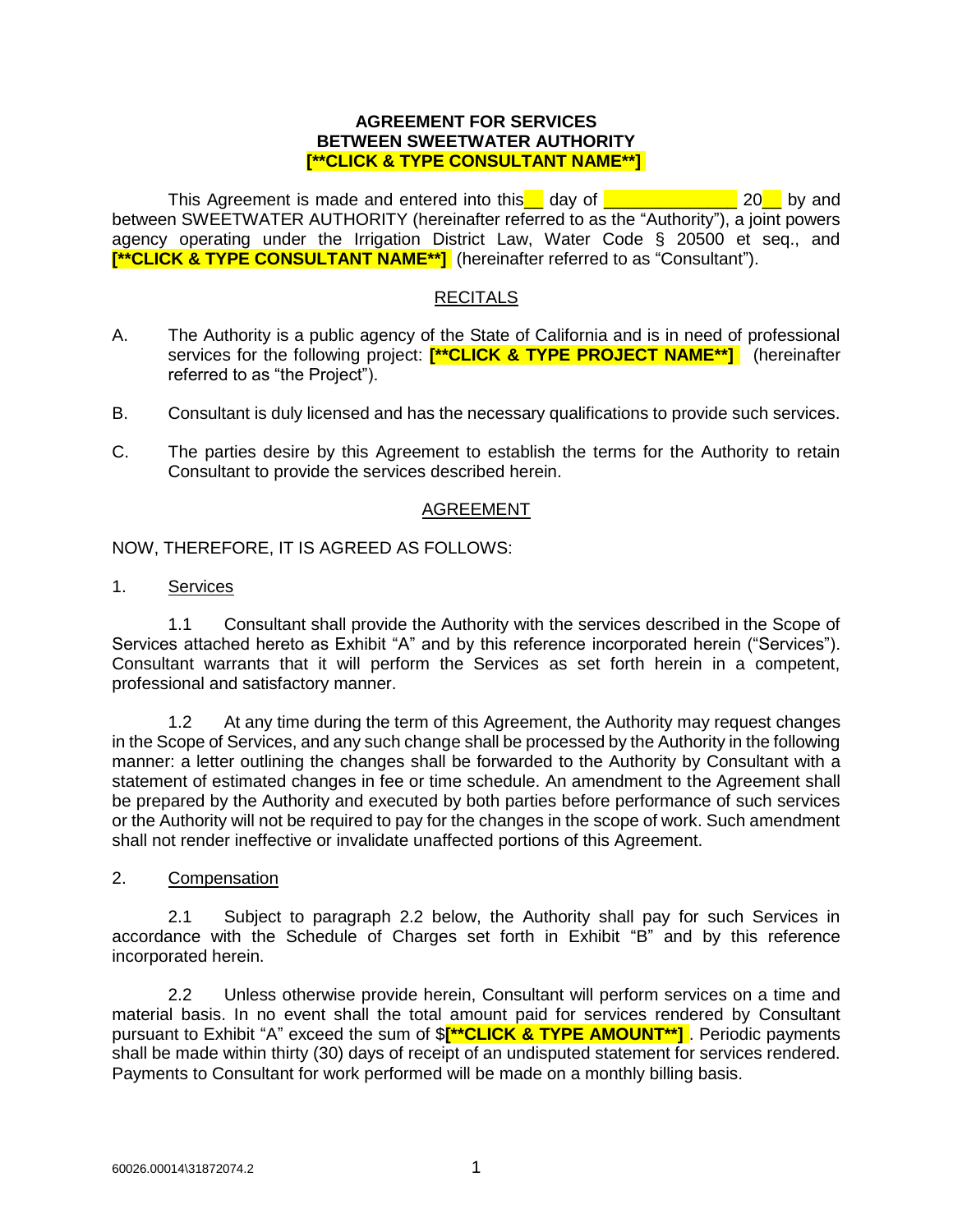**AGREEMENT FOR SERVICES**
**BETWEEN SWEETWATER AUTHORITY**
**[**CLICK & TYPE CONSULTANT NAME**]**

This Agreement is made and entered into this\_\_ day of \_\_\_\_\_\_\_\_\_\_\_\_\_\_ 20\_\_ by and between SWEETWATER AUTHORITY (hereinafter referred to as the "Authority"), a joint powers agency operating under the Irrigation District Law, Water Code § 20500 et seq., and **[**CLICK & TYPE CONSULTANT NAME**]** (hereinafter referred to as "Consultant").

<u>RECITALS</u>

A. The Authority is a public agency of the State of California and is in need of professional services for the following project: **[**CLICK & TYPE PROJECT NAME**]** (hereinafter referred to as "the Project").

B. Consultant is duly licensed and has the necessary qualifications to provide such services.

C. The parties desire by this Agreement to establish the terms for the Authority to retain Consultant to provide the services described herein.

<u>AGREEMENT</u>

NOW, THEREFORE, IT IS AGREED AS FOLLOWS:

1. <u>Services</u>

1.1 Consultant shall provide the Authority with the services described in the Scope of Services attached hereto as Exhibit "A" and by this reference incorporated herein ("Services"). Consultant warrants that it will perform the Services as set forth herein in a competent, professional and satisfactory manner.

1.2 At any time during the term of this Agreement, the Authority may request changes in the Scope of Services, and any such change shall be processed by the Authority in the following manner: a letter outlining the changes shall be forwarded to the Authority by Consultant with a statement of estimated changes in fee or time schedule. An amendment to the Agreement shall be prepared by the Authority and executed by both parties before performance of such services or the Authority will not be required to pay for the changes in the scope of work. Such amendment shall not render ineffective or invalidate unaffected portions of this Agreement.

2. <u>Compensation</u>

2.1 Subject to paragraph 2.2 below, the Authority shall pay for such Services in accordance with the Schedule of Charges set forth in Exhibit "B" and by this reference incorporated herein.

2.2 Unless otherwise provide herein, Consultant will perform services on a time and material basis. In no event shall the total amount paid for services rendered by Consultant pursuant to Exhibit "A" exceed the sum of $**[**CLICK & TYPE AMOUNT**]**. Periodic payments shall be made within thirty (30) days of receipt of an undisputed statement for services rendered. Payments to Consultant for work performed will be made on a monthly billing basis.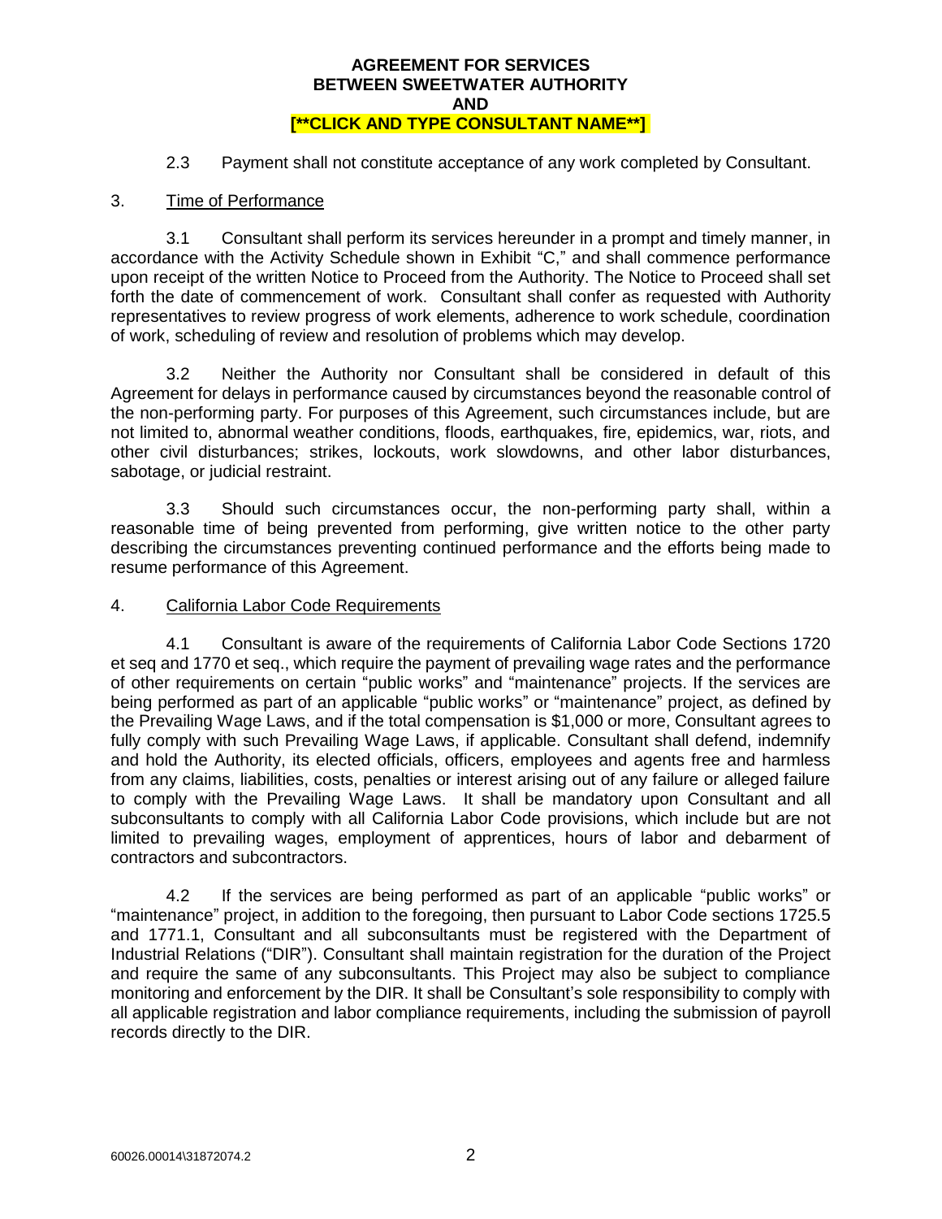2.3 Payment shall not constitute acceptance of any work completed by Consultant.

3. Time of Performance

3.1 Consultant shall perform its services hereunder in a prompt and timely manner, in accordance with the Activity Schedule shown in Exhibit "C," and shall commence performance upon receipt of the written Notice to Proceed from the Authority. The Notice to Proceed shall set forth the date of commencement of work. Consultant shall confer as requested with Authority representatives to review progress of work elements, adherence to work schedule, coordination of work, scheduling of review and resolution of problems which may develop.

3.2 Neither the Authority nor Consultant shall be considered in default of this Agreement for delays in performance caused by circumstances beyond the reasonable control of the non-performing party. For purposes of this Agreement, such circumstances include, but are not limited to, abnormal weather conditions, floods, earthquakes, fire, epidemics, war, riots, and other civil disturbances; strikes, lockouts, work slowdowns, and other labor disturbances, sabotage, or judicial restraint.

3.3 Should such circumstances occur, the non-performing party shall, within a reasonable time of being prevented from performing, give written notice to the other party describing the circumstances preventing continued performance and the efforts being made to resume performance of this Agreement.

4. California Labor Code Requirements

4.1 Consultant is aware of the requirements of California Labor Code Sections 1720 et seq and 1770 et seq., which require the payment of prevailing wage rates and the performance of other requirements on certain "public works" and "maintenance" projects. If the services are being performed as part of an applicable "public works" or "maintenance" project, as defined by the Prevailing Wage Laws, and if the total compensation is $1,000 or more, Consultant agrees to fully comply with such Prevailing Wage Laws, if applicable. Consultant shall defend, indemnify and hold the Authority, its elected officials, officers, employees and agents free and harmless from any claims, liabilities, costs, penalties or interest arising out of any failure or alleged failure to comply with the Prevailing Wage Laws. It shall be mandatory upon Consultant and all subconsultants to comply with all California Labor Code provisions, which include but are not limited to prevailing wages, employment of apprentices, hours of labor and debarment of contractors and subcontractors.

4.2 If the services are being performed as part of an applicable "public works" or "maintenance" project, in addition to the foregoing, then pursuant to Labor Code sections 1725.5 and 1771.1, Consultant and all subconsultants must be registered with the Department of Industrial Relations ("DIR"). Consultant shall maintain registration for the duration of the Project and require the same of any subconsultants. This Project may also be subject to compliance monitoring and enforcement by the DIR. It shall be Consultant's sole responsibility to comply with all applicable registration and labor compliance requirements, including the submission of payroll records directly to the DIR.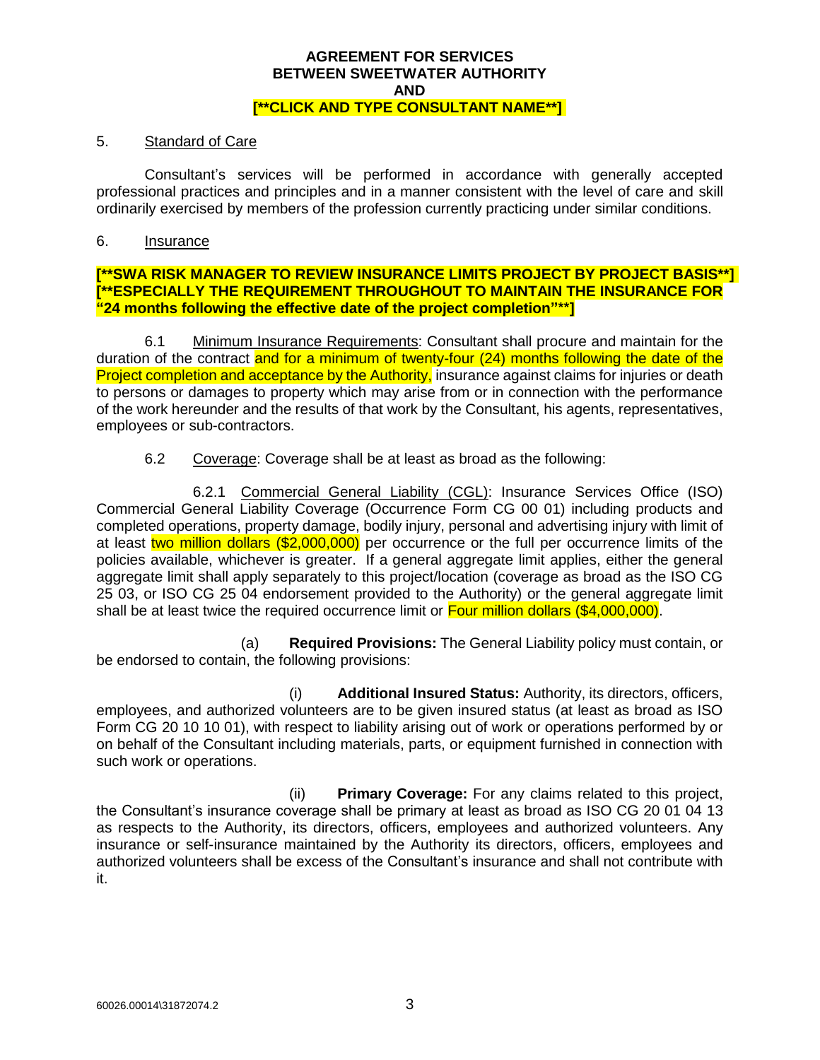**AGREEMENT FOR SERVICES**
**BETWEEN SWEETWATER AUTHORITY**
**AND**
**[**CLICK AND TYPE CONSULTANT NAME**]**

5. Standard of Care

Consultant's services will be performed in accordance with generally accepted professional practices and principles and in a manner consistent with the level of care and skill ordinarily exercised by members of the profession currently practicing under similar conditions.

6. Insurance

**[**SWA RISK MANAGER TO REVIEW INSURANCE LIMITS PROJECT BY PROJECT BASIS**] [**ESPECIALLY THE REQUIREMENT THROUGHOUT TO MAINTAIN THE INSURANCE FOR "24 months following the effective date of the project completion"**]**

6.1 Minimum Insurance Requirements: Consultant shall procure and maintain for the duration of the contract and for a minimum of twenty-four (24) months following the date of the Project completion and acceptance by the Authority, insurance against claims for injuries or death to persons or damages to property which may arise from or in connection with the performance of the work hereunder and the results of that work by the Consultant, his agents, representatives, employees or sub-contractors.

6.2 Coverage: Coverage shall be at least as broad as the following:

6.2.1 Commercial General Liability (CGL): Insurance Services Office (ISO) Commercial General Liability Coverage (Occurrence Form CG 00 01) including products and completed operations, property damage, bodily injury, personal and advertising injury with limit of at least two million dollars ($2,000,000) per occurrence or the full per occurrence limits of the policies available, whichever is greater. If a general aggregate limit applies, either the general aggregate limit shall apply separately to this project/location (coverage as broad as the ISO CG 25 03, or ISO CG 25 04 endorsement provided to the Authority) or the general aggregate limit shall be at least twice the required occurrence limit or Four million dollars ($4,000,000).

(a) **Required Provisions:** The General Liability policy must contain, or be endorsed to contain, the following provisions:

(i) **Additional Insured Status:** Authority, its directors, officers, employees, and authorized volunteers are to be given insured status (at least as broad as ISO Form CG 20 10 10 01), with respect to liability arising out of work or operations performed by or on behalf of the Consultant including materials, parts, or equipment furnished in connection with such work or operations.

(ii) **Primary Coverage:** For any claims related to this project, the Consultant's insurance coverage shall be primary at least as broad as ISO CG 20 01 04 13 as respects to the Authority, its directors, officers, employees and authorized volunteers. Any insurance or self-insurance maintained by the Authority its directors, officers, employees and authorized volunteers shall be excess of the Consultant's insurance and shall not contribute with it.

60026.00014\31872074.2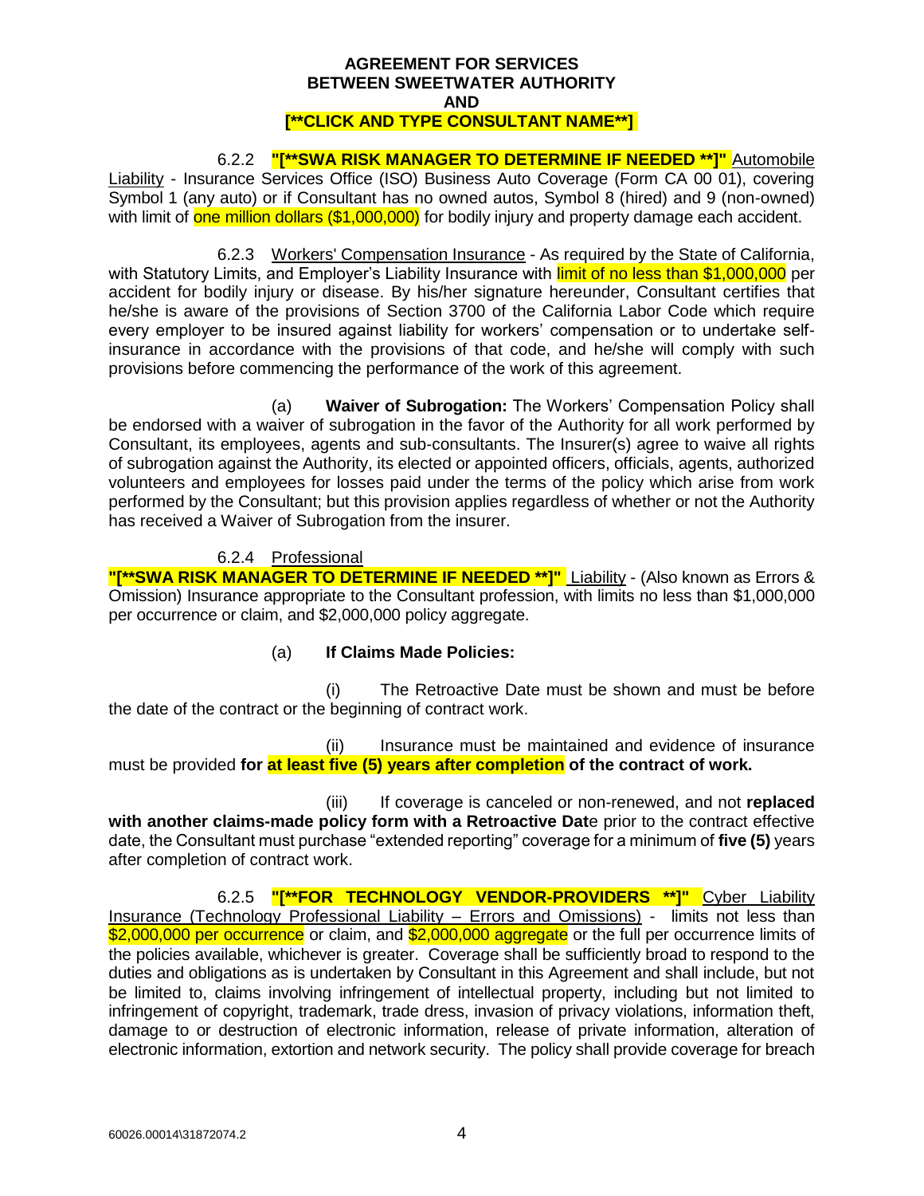6.2.2 **"[**SWA RISK MANAGER TO DETERMINE IF NEEDED **]"** Automobile Liability - Insurance Services Office (ISO) Business Auto Coverage (Form CA 00 01), covering Symbol 1 (any auto) or if Consultant has no owned autos, Symbol 8 (hired) and 9 (non-owned) with limit of one million dollars ($1,000,000) for bodily injury and property damage each accident.

6.2.3 Workers' Compensation Insurance - As required by the State of California, with Statutory Limits, and Employer's Liability Insurance with limit of no less than $1,000,000 per accident for bodily injury or disease. By his/her signature hereunder, Consultant certifies that he/she is aware of the provisions of Section 3700 of the California Labor Code which require every employer to be insured against liability for workers' compensation or to undertake self-insurance in accordance with the provisions of that code, and he/she will comply with such provisions before commencing the performance of the work of this agreement.

(a) **Waiver of Subrogation:** The Workers' Compensation Policy shall be endorsed with a waiver of subrogation in the favor of the Authority for all work performed by Consultant, its employees, agents and sub-consultants. The Insurer(s) agree to waive all rights of subrogation against the Authority, its elected or appointed officers, officials, agents, authorized volunteers and employees for losses paid under the terms of the policy which arise from work performed by the Consultant; but this provision applies regardless of whether or not the Authority has received a Waiver of Subrogation from the insurer.

6.2.4 Professional **"[**SWA RISK MANAGER TO DETERMINE IF NEEDED **]"** Liability - (Also known as Errors & Omission) Insurance appropriate to the Consultant profession, with limits no less than $1,000,000 per occurrence or claim, and $2,000,000 policy aggregate.

(a) **If Claims Made Policies:**

(i) The Retroactive Date must be shown and must be before the date of the contract or the beginning of contract work.

(ii) Insurance must be maintained and evidence of insurance must be provided **for at least five (5) years after completion of the contract of work.**

(iii) If coverage is canceled or non-renewed, and not **replaced with another claims-made policy form with a Retroactive Dat**e prior to the contract effective date, the Consultant must purchase "extended reporting" coverage for a minimum of **five (5)** years after completion of contract work.

6.2.5 **"[**FOR TECHNOLOGY VENDOR-PROVIDERS **]"** Cyber Liability Insurance (Technology Professional Liability – Errors and Omissions) - limits not less than $2,000,000 per occurrence or claim, and $2,000,000 aggregate or the full per occurrence limits of the policies available, whichever is greater. Coverage shall be sufficiently broad to respond to the duties and obligations as is undertaken by Consultant in this Agreement and shall include, but not be limited to, claims involving infringement of intellectual property, including but not limited to infringement of copyright, trademark, trade dress, invasion of privacy violations, information theft, damage to or destruction of electronic information, release of private information, alteration of electronic information, extortion and network security. The policy shall provide coverage for breach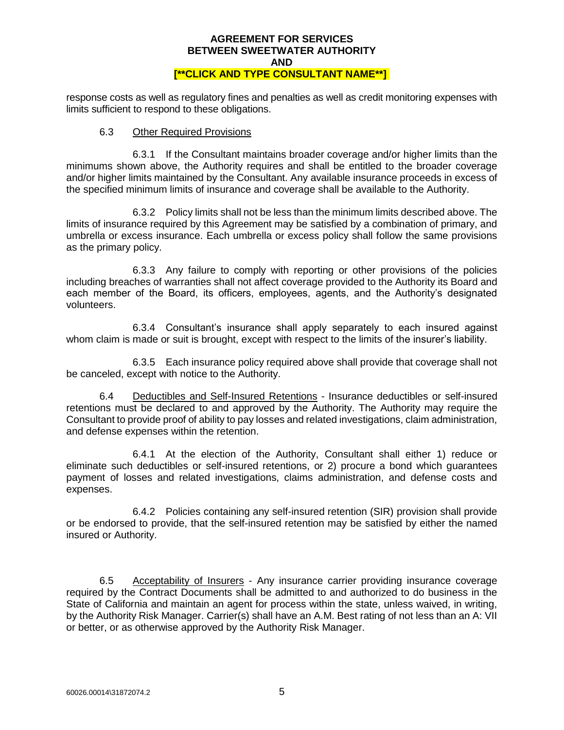response costs as well as regulatory fines and penalties as well as credit monitoring expenses with limits sufficient to respond to these obligations.

6.3 Other Required Provisions

6.3.1 If the Consultant maintains broader coverage and/or higher limits than the minimums shown above, the Authority requires and shall be entitled to the broader coverage and/or higher limits maintained by the Consultant. Any available insurance proceeds in excess of the specified minimum limits of insurance and coverage shall be available to the Authority.

6.3.2 Policy limits shall not be less than the minimum limits described above. The limits of insurance required by this Agreement may be satisfied by a combination of primary, and umbrella or excess insurance. Each umbrella or excess policy shall follow the same provisions as the primary policy.

6.3.3 Any failure to comply with reporting or other provisions of the policies including breaches of warranties shall not affect coverage provided to the Authority its Board and each member of the Board, its officers, employees, agents, and the Authority's designated volunteers.

6.3.4 Consultant's insurance shall apply separately to each insured against whom claim is made or suit is brought, except with respect to the limits of the insurer's liability.

6.3.5 Each insurance policy required above shall provide that coverage shall not be canceled, except with notice to the Authority.

6.4 Deductibles and Self-Insured Retentions - Insurance deductibles or self-insured retentions must be declared to and approved by the Authority. The Authority may require the Consultant to provide proof of ability to pay losses and related investigations, claim administration, and defense expenses within the retention.

6.4.1 At the election of the Authority, Consultant shall either 1) reduce or eliminate such deductibles or self-insured retentions, or 2) procure a bond which guarantees payment of losses and related investigations, claims administration, and defense costs and expenses.

6.4.2 Policies containing any self-insured retention (SIR) provision shall provide or be endorsed to provide, that the self-insured retention may be satisfied by either the named insured or Authority.

6.5 Acceptability of Insurers - Any insurance carrier providing insurance coverage required by the Contract Documents shall be admitted to and authorized to do business in the State of California and maintain an agent for process within the state, unless waived, in writing, by the Authority Risk Manager. Carrier(s) shall have an A.M. Best rating of not less than an A: VII or better, or as otherwise approved by the Authority Risk Manager.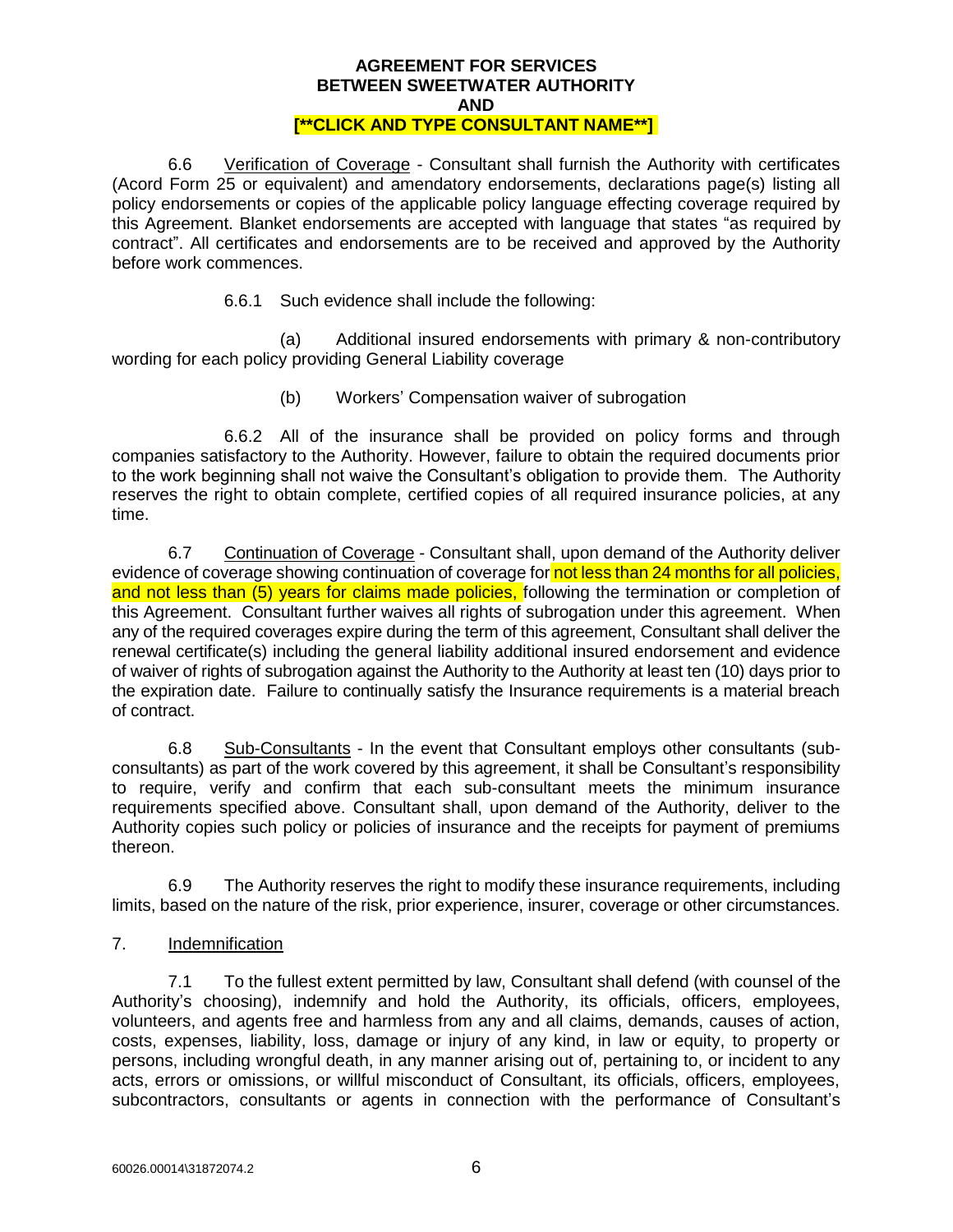6.6 Verification of Coverage - Consultant shall furnish the Authority with certificates (Acord Form 25 or equivalent) and amendatory endorsements, declarations page(s) listing all policy endorsements or copies of the applicable policy language effecting coverage required by this Agreement. Blanket endorsements are accepted with language that states "as required by contract". All certificates and endorsements are to be received and approved by the Authority before work commences.

6.6.1 Such evidence shall include the following:

(a) Additional insured endorsements with primary & non-contributory wording for each policy providing General Liability coverage

(b) Workers' Compensation waiver of subrogation

6.6.2 All of the insurance shall be provided on policy forms and through companies satisfactory to the Authority. However, failure to obtain the required documents prior to the work beginning shall not waive the Consultant's obligation to provide them. The Authority reserves the right to obtain complete, certified copies of all required insurance policies, at any time.

6.7 Continuation of Coverage - Consultant shall, upon demand of the Authority deliver evidence of coverage showing continuation of coverage for not less than 24 months for all policies, and not less than (5) years for claims made policies, following the termination or completion of this Agreement. Consultant further waives all rights of subrogation under this agreement. When any of the required coverages expire during the term of this agreement, Consultant shall deliver the renewal certificate(s) including the general liability additional insured endorsement and evidence of waiver of rights of subrogation against the Authority to the Authority at least ten (10) days prior to the expiration date. Failure to continually satisfy the Insurance requirements is a material breach of contract.

6.8 Sub-Consultants - In the event that Consultant employs other consultants (sub-consultants) as part of the work covered by this agreement, it shall be Consultant's responsibility to require, verify and confirm that each sub-consultant meets the minimum insurance requirements specified above. Consultant shall, upon demand of the Authority, deliver to the Authority copies such policy or policies of insurance and the receipts for payment of premiums thereon.

6.9 The Authority reserves the right to modify these insurance requirements, including limits, based on the nature of the risk, prior experience, insurer, coverage or other circumstances.

7. Indemnification

7.1 To the fullest extent permitted by law, Consultant shall defend (with counsel of the Authority's choosing), indemnify and hold the Authority, its officials, officers, employees, volunteers, and agents free and harmless from any and all claims, demands, causes of action, costs, expenses, liability, loss, damage or injury of any kind, in law or equity, to property or persons, including wrongful death, in any manner arising out of, pertaining to, or incident to any acts, errors or omissions, or willful misconduct of Consultant, its officials, officers, employees, subcontractors, consultants or agents in connection with the performance of Consultant's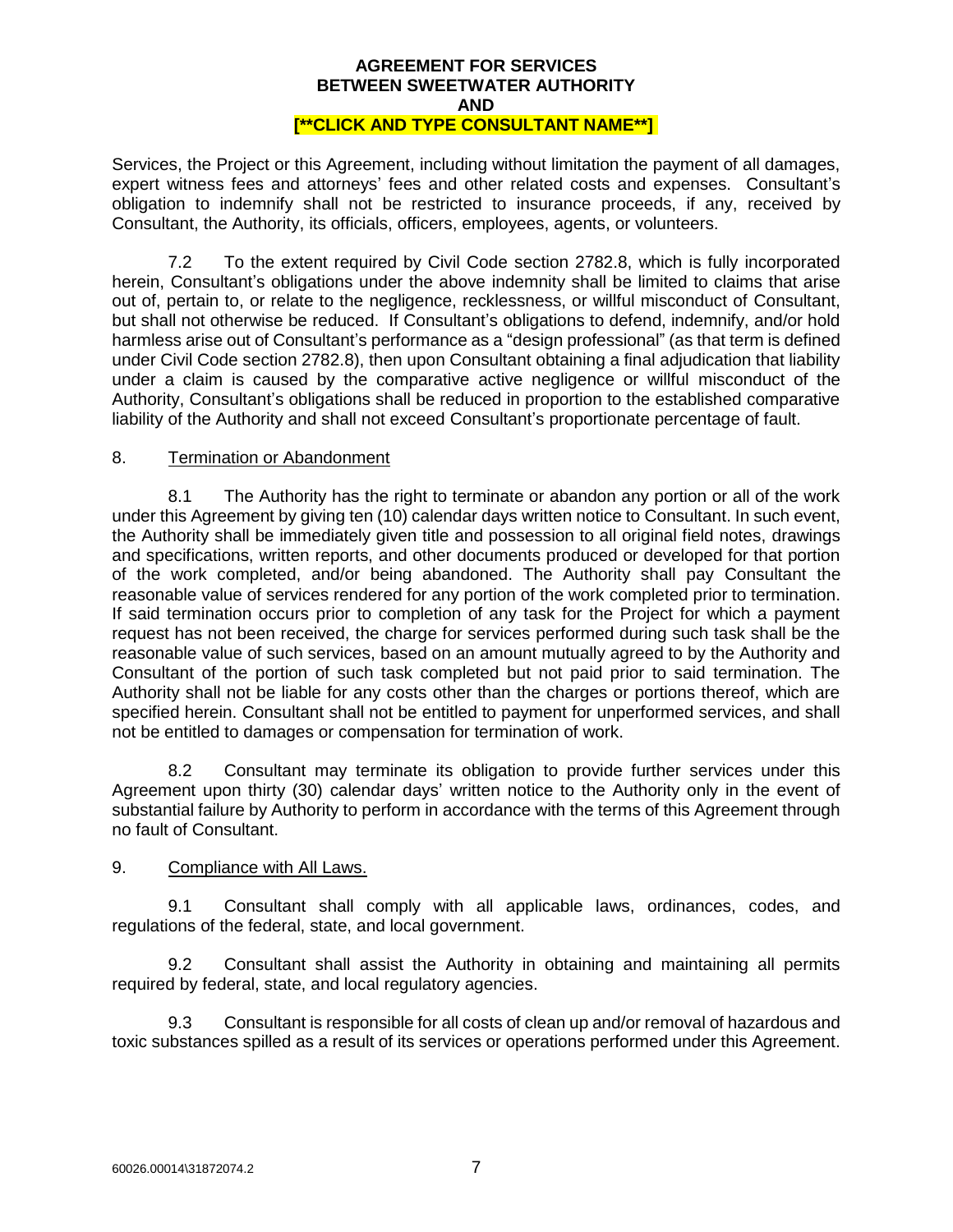Services, the Project or this Agreement, including without limitation the payment of all damages, expert witness fees and attorneys' fees and other related costs and expenses. Consultant's obligation to indemnify shall not be restricted to insurance proceeds, if any, received by Consultant, the Authority, its officials, officers, employees, agents, or volunteers.

7.2 To the extent required by Civil Code section 2782.8, which is fully incorporated herein, Consultant's obligations under the above indemnity shall be limited to claims that arise out of, pertain to, or relate to the negligence, recklessness, or willful misconduct of Consultant, but shall not otherwise be reduced. If Consultant's obligations to defend, indemnify, and/or hold harmless arise out of Consultant's performance as a "design professional" (as that term is defined under Civil Code section 2782.8), then upon Consultant obtaining a final adjudication that liability under a claim is caused by the comparative active negligence or willful misconduct of the Authority, Consultant's obligations shall be reduced in proportion to the established comparative liability of the Authority and shall not exceed Consultant's proportionate percentage of fault.

8. Termination or Abandonment

8.1 The Authority has the right to terminate or abandon any portion or all of the work under this Agreement by giving ten (10) calendar days written notice to Consultant. In such event, the Authority shall be immediately given title and possession to all original field notes, drawings and specifications, written reports, and other documents produced or developed for that portion of the work completed, and/or being abandoned. The Authority shall pay Consultant the reasonable value of services rendered for any portion of the work completed prior to termination. If said termination occurs prior to completion of any task for the Project for which a payment request has not been received, the charge for services performed during such task shall be the reasonable value of such services, based on an amount mutually agreed to by the Authority and Consultant of the portion of such task completed but not paid prior to said termination. The Authority shall not be liable for any costs other than the charges or portions thereof, which are specified herein. Consultant shall not be entitled to payment for unperformed services, and shall not be entitled to damages or compensation for termination of work.

8.2 Consultant may terminate its obligation to provide further services under this Agreement upon thirty (30) calendar days' written notice to the Authority only in the event of substantial failure by Authority to perform in accordance with the terms of this Agreement through no fault of Consultant.

9. Compliance with All Laws.

9.1 Consultant shall comply with all applicable laws, ordinances, codes, and regulations of the federal, state, and local government.

9.2 Consultant shall assist the Authority in obtaining and maintaining all permits required by federal, state, and local regulatory agencies.

9.3 Consultant is responsible for all costs of clean up and/or removal of hazardous and toxic substances spilled as a result of its services or operations performed under this Agreement.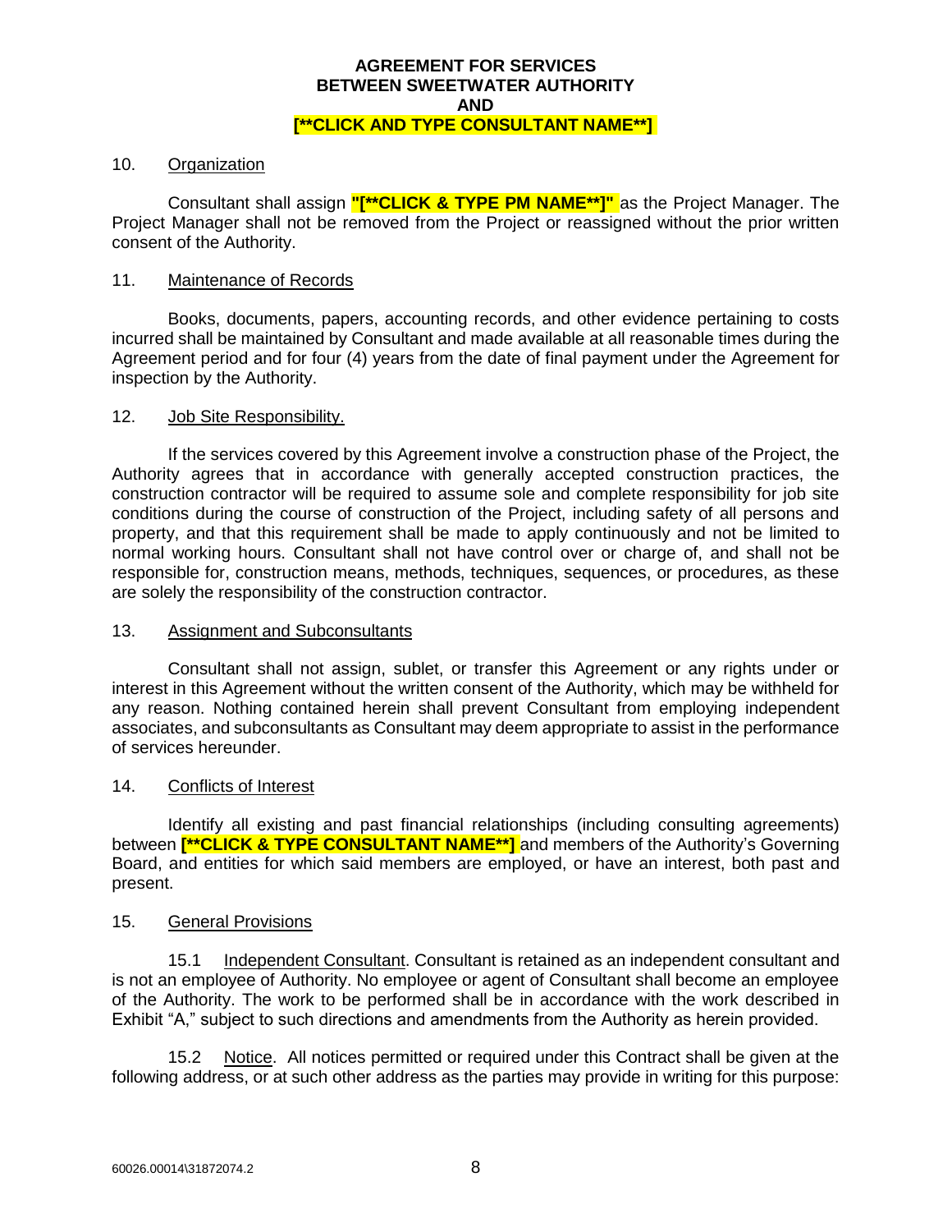**AGREEMENT FOR SERVICES BETWEEN SWEETWATER AUTHORITY AND [**CLICK AND TYPE CONSULTANT NAME**]**

10. Organization

Consultant shall assign **"[**CLICK & TYPE PM NAME**]"** as the Project Manager. The Project Manager shall not be removed from the Project or reassigned without the prior written consent of the Authority.

11. Maintenance of Records

Books, documents, papers, accounting records, and other evidence pertaining to costs incurred shall be maintained by Consultant and made available at all reasonable times during the Agreement period and for four (4) years from the date of final payment under the Agreement for inspection by the Authority.

12. Job Site Responsibility.

If the services covered by this Agreement involve a construction phase of the Project, the Authority agrees that in accordance with generally accepted construction practices, the construction contractor will be required to assume sole and complete responsibility for job site conditions during the course of construction of the Project, including safety of all persons and property, and that this requirement shall be made to apply continuously and not be limited to normal working hours. Consultant shall not have control over or charge of, and shall not be responsible for, construction means, methods, techniques, sequences, or procedures, as these are solely the responsibility of the construction contractor.

13. Assignment and Subconsultants

Consultant shall not assign, sublet, or transfer this Agreement or any rights under or interest in this Agreement without the written consent of the Authority, which may be withheld for any reason. Nothing contained herein shall prevent Consultant from employing independent associates, and subconsultants as Consultant may deem appropriate to assist in the performance of services hereunder.

14. Conflicts of Interest

Identify all existing and past financial relationships (including consulting agreements) between **[**CLICK & TYPE CONSULTANT NAME**]** and members of the Authority's Governing Board, and entities for which said members are employed, or have an interest, both past and present.

15. General Provisions

15.1 Independent Consultant. Consultant is retained as an independent consultant and is not an employee of Authority. No employee or agent of Consultant shall become an employee of the Authority. The work to be performed shall be in accordance with the work described in Exhibit "A," subject to such directions and amendments from the Authority as herein provided.

15.2 Notice. All notices permitted or required under this Contract shall be given at the following address, or at such other address as the parties may provide in writing for this purpose: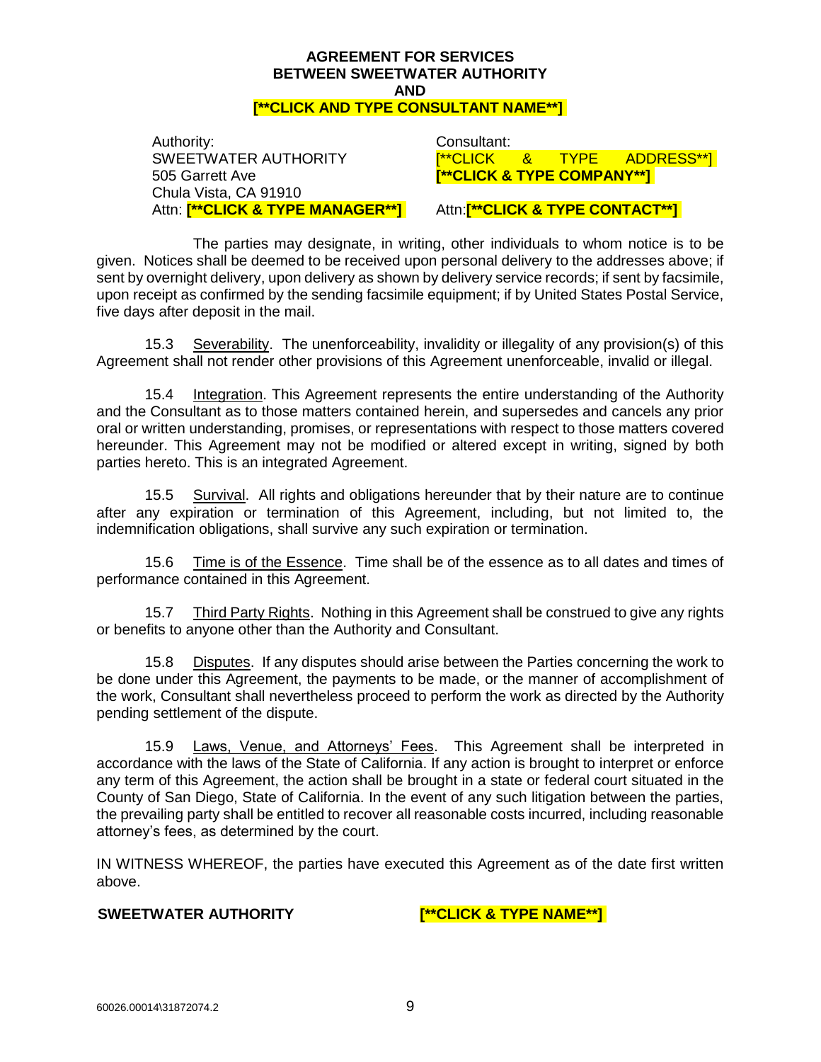**AGREEMENT FOR SERVICES**
**BETWEEN SWEETWATER AUTHORITY**
**AND**
**[**CLICK AND TYPE CONSULTANT NAME**]**

| Authority: | Consultant: |
| --- | --- |
| SWEETWATER AUTHORITY | [**CLICK & TYPE ADDRESS**] |
| 505 Garrett Ave | **[**CLICK & TYPE COMPANY**]** |
| Chula Vista, CA 91910 | |
| Attn: **[**CLICK & TYPE MANAGER**]** | Attn:**[**CLICK & TYPE CONTACT**]** |

The parties may designate, in writing, other individuals to whom notice is to be given. Notices shall be deemed to be received upon personal delivery to the addresses above; if sent by overnight delivery, upon delivery as shown by delivery service records; if sent by facsimile, upon receipt as confirmed by the sending facsimile equipment; if by United States Postal Service, five days after deposit in the mail.

15.3 Severability. The unenforceability, invalidity or illegality of any provision(s) of this Agreement shall not render other provisions of this Agreement unenforceable, invalid or illegal.

15.4 Integration. This Agreement represents the entire understanding of the Authority and the Consultant as to those matters contained herein, and supersedes and cancels any prior oral or written understanding, promises, or representations with respect to those matters covered hereunder. This Agreement may not be modified or altered except in writing, signed by both parties hereto. This is an integrated Agreement.

15.5 Survival. All rights and obligations hereunder that by their nature are to continue after any expiration or termination of this Agreement, including, but not limited to, the indemnification obligations, shall survive any such expiration or termination.

15.6 Time is of the Essence. Time shall be of the essence as to all dates and times of performance contained in this Agreement.

15.7 Third Party Rights. Nothing in this Agreement shall be construed to give any rights or benefits to anyone other than the Authority and Consultant.

15.8 Disputes. If any disputes should arise between the Parties concerning the work to be done under this Agreement, the payments to be made, or the manner of accomplishment of the work, Consultant shall nevertheless proceed to perform the work as directed by the Authority pending settlement of the dispute.

15.9 Laws, Venue, and Attorneys' Fees. This Agreement shall be interpreted in accordance with the laws of the State of California. If any action is brought to interpret or enforce any term of this Agreement, the action shall be brought in a state or federal court situated in the County of San Diego, State of California. In the event of any such litigation between the parties, the prevailing party shall be entitled to recover all reasonable costs incurred, including reasonable attorney's fees, as determined by the court.

IN WITNESS WHEREOF, the parties have executed this Agreement as of the date first written above.

**SWEETWATER AUTHORITY** **[**CLICK & TYPE NAME**]**

60026.00014\31872074.2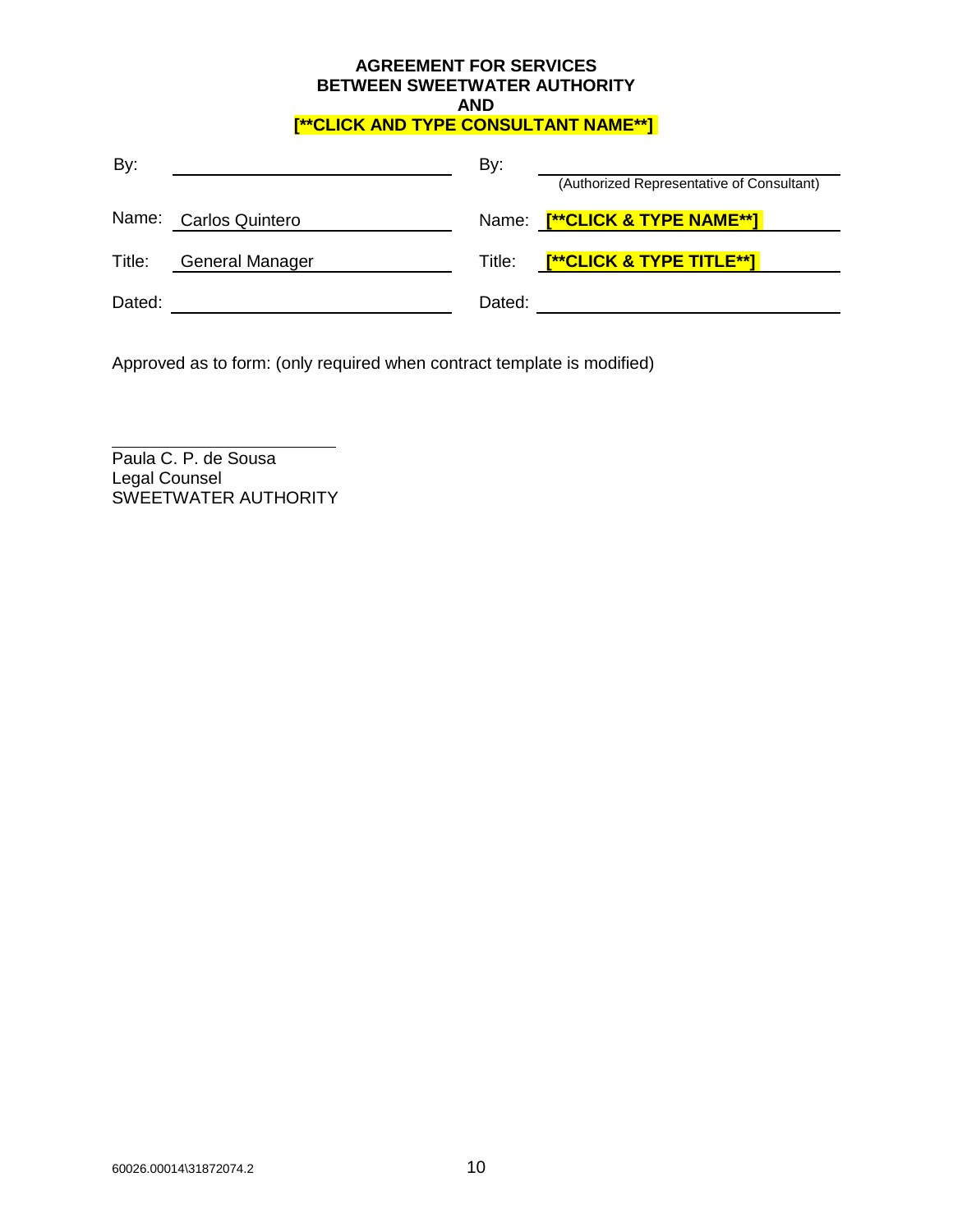**AGREEMENT FOR SERVICES**
**BETWEEN SWEETWATER AUTHORITY**
**AND**
**[**CLICK AND TYPE CONSULTANT NAME**]**

| | | | |
|---|---|---|---|
| By: | _________________________ | By: | _________________________ (Authorized Representative of Consultant) |
| Name: | Carlos Quintero | Name: | **[**CLICK & TYPE NAME**]** |
| Title: | General Manager | Title: | **[**CLICK & TYPE TITLE**]** |
| Dated: | _________________________ | Dated: | _________________________ |

Approved as to form: (only required when contract template is modified)

_________________________
Paula C. P. de Sousa
Legal Counsel
SWEETWATER AUTHORITY

60026.00014\31872074.2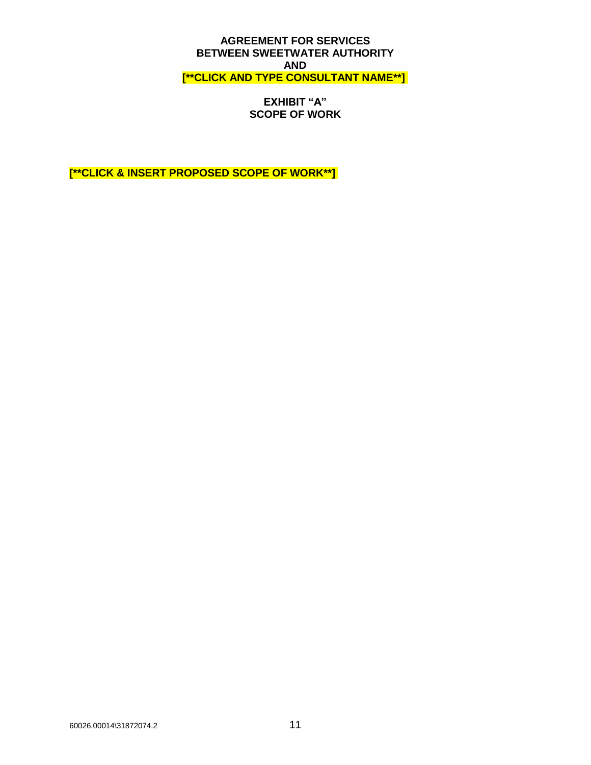**AGREEMENT FOR SERVICES**
**BETWEEN SWEETWATER AUTHORITY**
**AND**
**[**CLICK AND TYPE CONSULTANT NAME**]**

**EXHIBIT "A"**
**SCOPE OF WORK**

**[**CLICK & INSERT PROPOSED SCOPE OF WORK**]**

60026.00014\31872074.2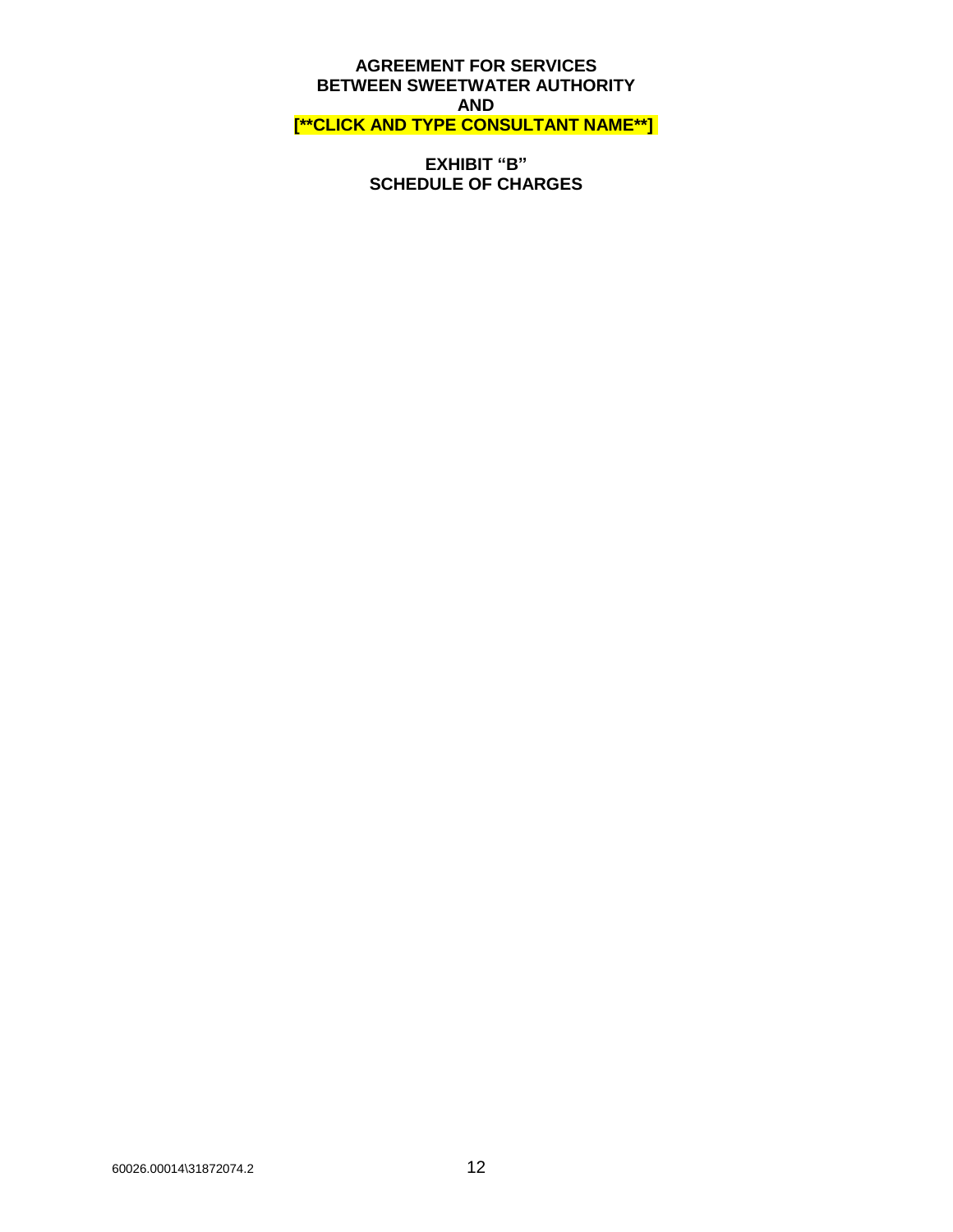**AGREEMENT FOR SERVICES**
**BETWEEN SWEETWATER AUTHORITY**
**AND**
**[**CLICK AND TYPE CONSULTANT NAME**]**

## EXHIBIT "B"
## SCHEDULE OF CHARGES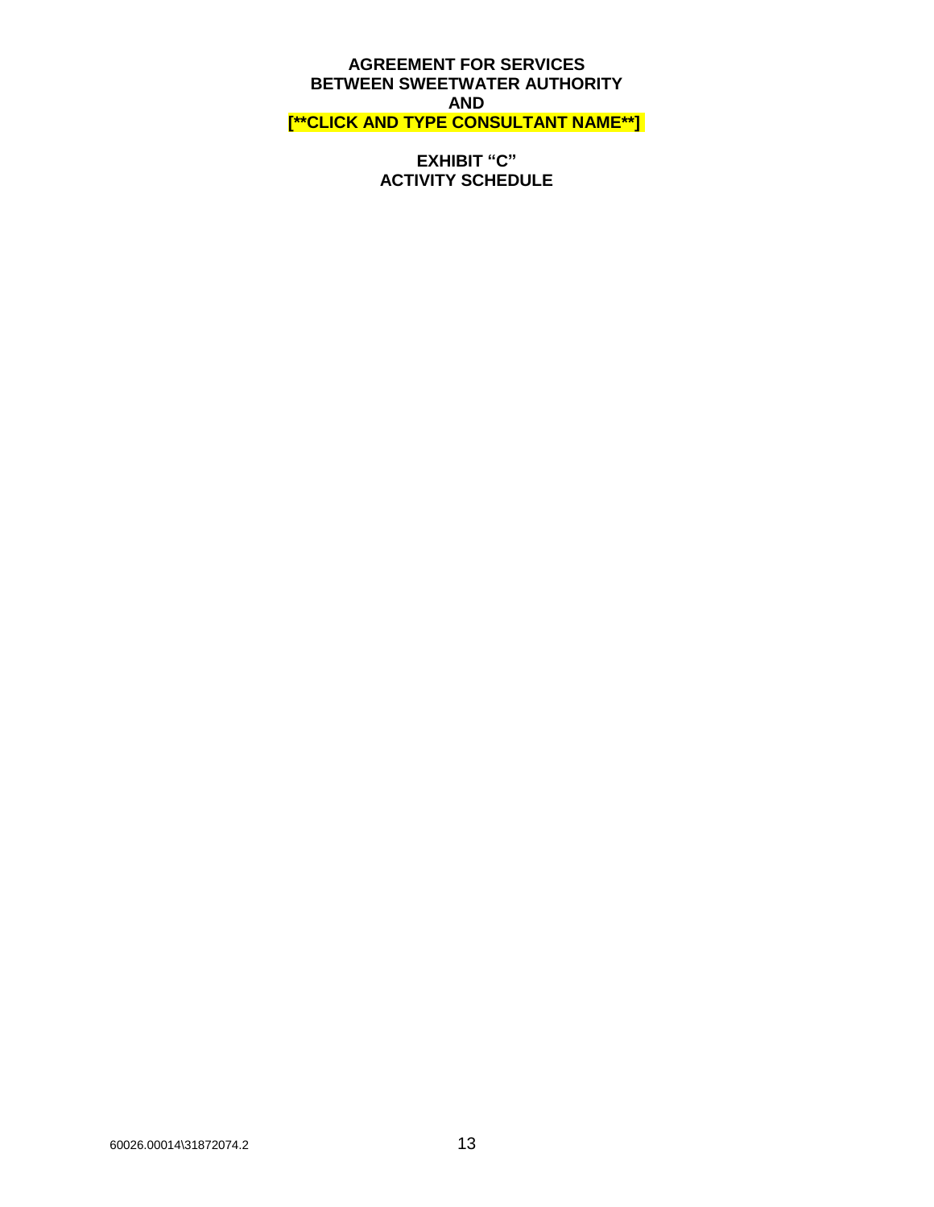**AGREEMENT FOR SERVICES**
**BETWEEN SWEETWATER AUTHORITY**
**AND**
**[**CLICK AND TYPE CONSULTANT NAME**]**

**EXHIBIT "C"**
**ACTIVITY SCHEDULE**

60026.00014\31872074.2